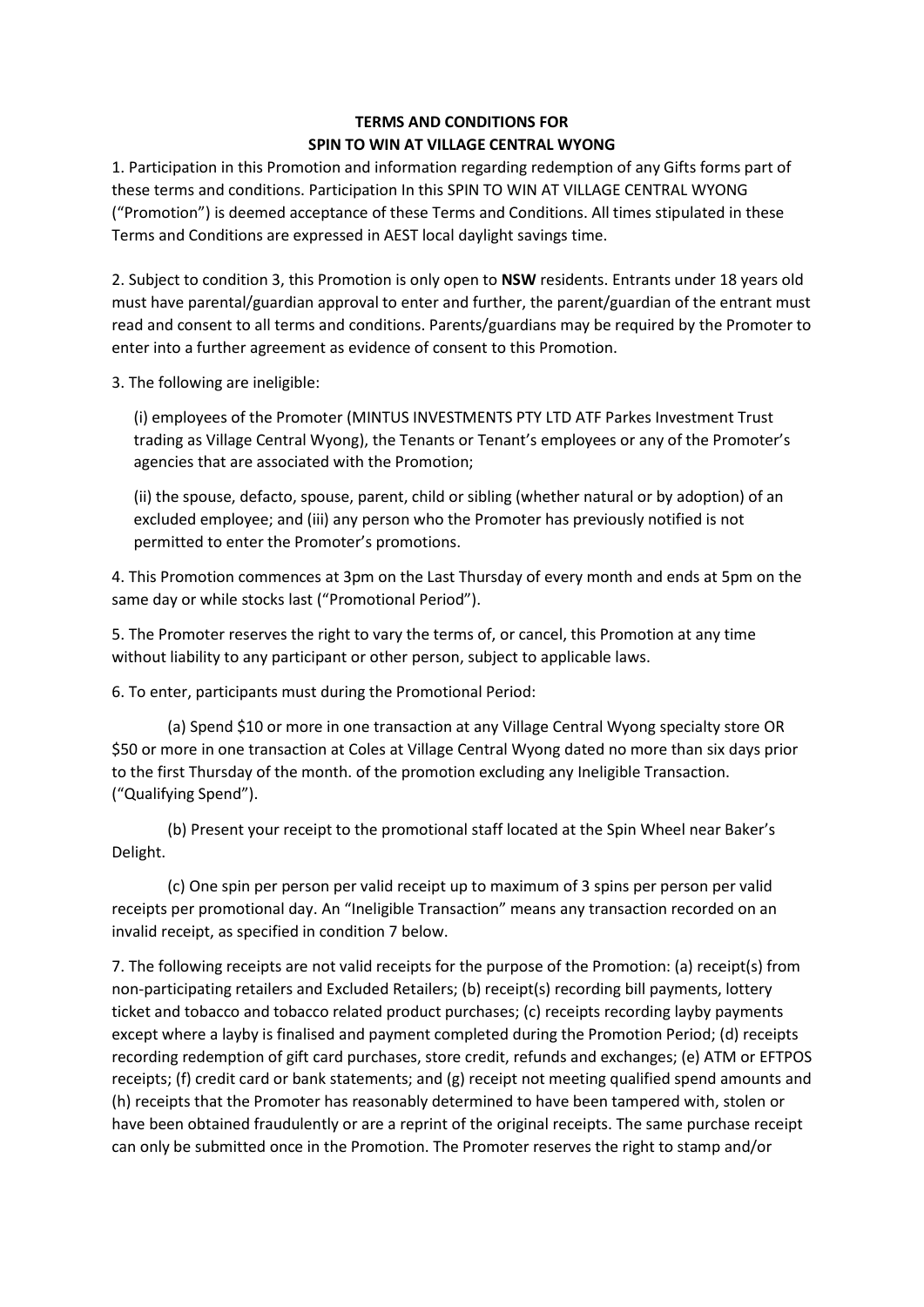**TERMS AND CONDITIONS FOR**
**SPIN TO WIN AT VILLAGE CENTRAL WYONG**

1. Participation in this Promotion and information regarding redemption of any Gifts forms part of these terms and conditions. Participation In this SPIN TO WIN AT VILLAGE CENTRAL WYONG ("Promotion") is deemed acceptance of these Terms and Conditions. All times stipulated in these Terms and Conditions are expressed in AEST local daylight savings time.

2. Subject to condition 3, this Promotion is only open to **NSW** residents. Entrants under 18 years old must have parental/guardian approval to enter and further, the parent/guardian of the entrant must read and consent to all terms and conditions. Parents/guardians may be required by the Promoter to enter into a further agreement as evidence of consent to this Promotion.

3. The following are ineligible:

   (i) employees of the Promoter (MINTUS INVESTMENTS PTY LTD ATF Parkes Investment Trust trading as Village Central Wyong), the Tenants or Tenant's employees or any of the Promoter's agencies that are associated with the Promotion;

   (ii) the spouse, defacto, spouse, parent, child or sibling (whether natural or by adoption) of an excluded employee; and (iii) any person who the Promoter has previously notified is not permitted to enter the Promoter's promotions.

4. This Promotion commences at 3pm on the Last Thursday of every month and ends at 5pm on the same day or while stocks last ("Promotional Period").

5. The Promoter reserves the right to vary the terms of, or cancel, this Promotion at any time without liability to any participant or other person, subject to applicable laws.

6. To enter, participants must during the Promotional Period:

   (a) Spend $10 or more in one transaction at any Village Central Wyong specialty store OR $50 or more in one transaction at Coles at Village Central Wyong dated no more than six days prior to the first Thursday of the month. of the promotion excluding any Ineligible Transaction. ("Qualifying Spend").

   (b) Present your receipt to the promotional staff located at the Spin Wheel near Baker's Delight.

   (c) One spin per person per valid receipt up to maximum of 3 spins per person per valid receipts per promotional day. An "Ineligible Transaction" means any transaction recorded on an invalid receipt, as specified in condition 7 below.

7. The following receipts are not valid receipts for the purpose of the Promotion: (a) receipt(s) from non-participating retailers and Excluded Retailers; (b) receipt(s) recording bill payments, lottery ticket and tobacco and tobacco related product purchases; (c) receipts recording layby payments except where a layby is finalised and payment completed during the Promotion Period; (d) receipts recording redemption of gift card purchases, store credit, refunds and exchanges; (e) ATM or EFTPOS receipts; (f) credit card or bank statements; and (g) receipt not meeting qualified spend amounts and (h) receipts that the Promoter has reasonably determined to have been tampered with, stolen or have been obtained fraudulently or are a reprint of the original receipts. The same purchase receipt can only be submitted once in the Promotion. The Promoter reserves the right to stamp and/or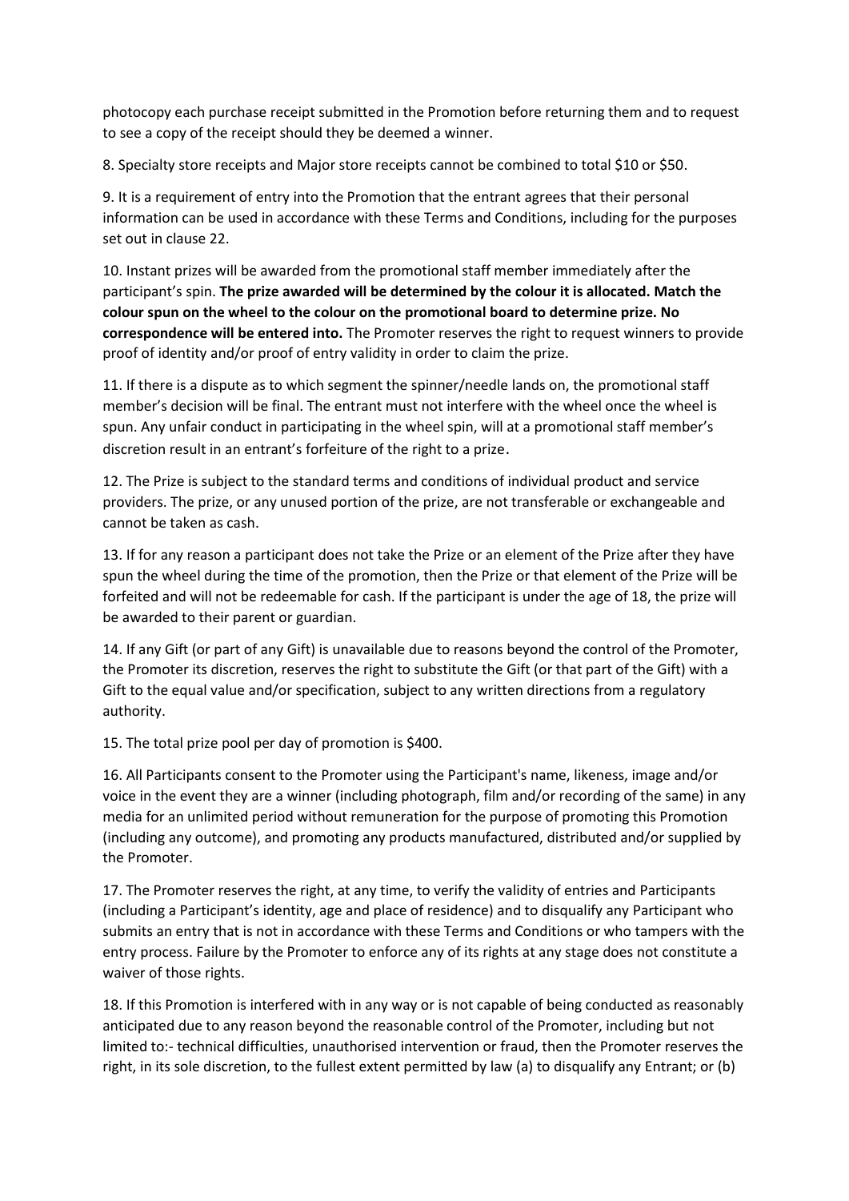photocopy each purchase receipt submitted in the Promotion before returning them and to request to see a copy of the receipt should they be deemed a winner.

8. Specialty store receipts and Major store receipts cannot be combined to total $10 or $50.

9. It is a requirement of entry into the Promotion that the entrant agrees that their personal information can be used in accordance with these Terms and Conditions, including for the purposes set out in clause 22.

10. Instant prizes will be awarded from the promotional staff member immediately after the participant's spin. **The prize awarded will be determined by the colour it is allocated. Match the colour spun on the wheel to the colour on the promotional board to determine prize. No correspondence will be entered into.** The Promoter reserves the right to request winners to provide proof of identity and/or proof of entry validity in order to claim the prize.

11. If there is a dispute as to which segment the spinner/needle lands on, the promotional staff member's decision will be final. The entrant must not interfere with the wheel once the wheel is spun. Any unfair conduct in participating in the wheel spin, will at a promotional staff member's discretion result in an entrant's forfeiture of the right to a prize.

12. The Prize is subject to the standard terms and conditions of individual product and service providers. The prize, or any unused portion of the prize, are not transferable or exchangeable and cannot be taken as cash.

13. If for any reason a participant does not take the Prize or an element of the Prize after they have spun the wheel during the time of the promotion, then the Prize or that element of the Prize will be forfeited and will not be redeemable for cash. If the participant is under the age of 18, the prize will be awarded to their parent or guardian.

14. If any Gift (or part of any Gift) is unavailable due to reasons beyond the control of the Promoter, the Promoter its discretion, reserves the right to substitute the Gift (or that part of the Gift) with a Gift to the equal value and/or specification, subject to any written directions from a regulatory authority.

15. The total prize pool per day of promotion is $400.

16. All Participants consent to the Promoter using the Participant's name, likeness, image and/or voice in the event they are a winner (including photograph, film and/or recording of the same) in any media for an unlimited period without remuneration for the purpose of promoting this Promotion (including any outcome), and promoting any products manufactured, distributed and/or supplied by the Promoter.

17. The Promoter reserves the right, at any time, to verify the validity of entries and Participants (including a Participant's identity, age and place of residence) and to disqualify any Participant who submits an entry that is not in accordance with these Terms and Conditions or who tampers with the entry process. Failure by the Promoter to enforce any of its rights at any stage does not constitute a waiver of those rights.

18. If this Promotion is interfered with in any way or is not capable of being conducted as reasonably anticipated due to any reason beyond the reasonable control of the Promoter, including but not limited to:- technical difficulties, unauthorised intervention or fraud, then the Promoter reserves the right, in its sole discretion, to the fullest extent permitted by law (a) to disqualify any Entrant; or (b)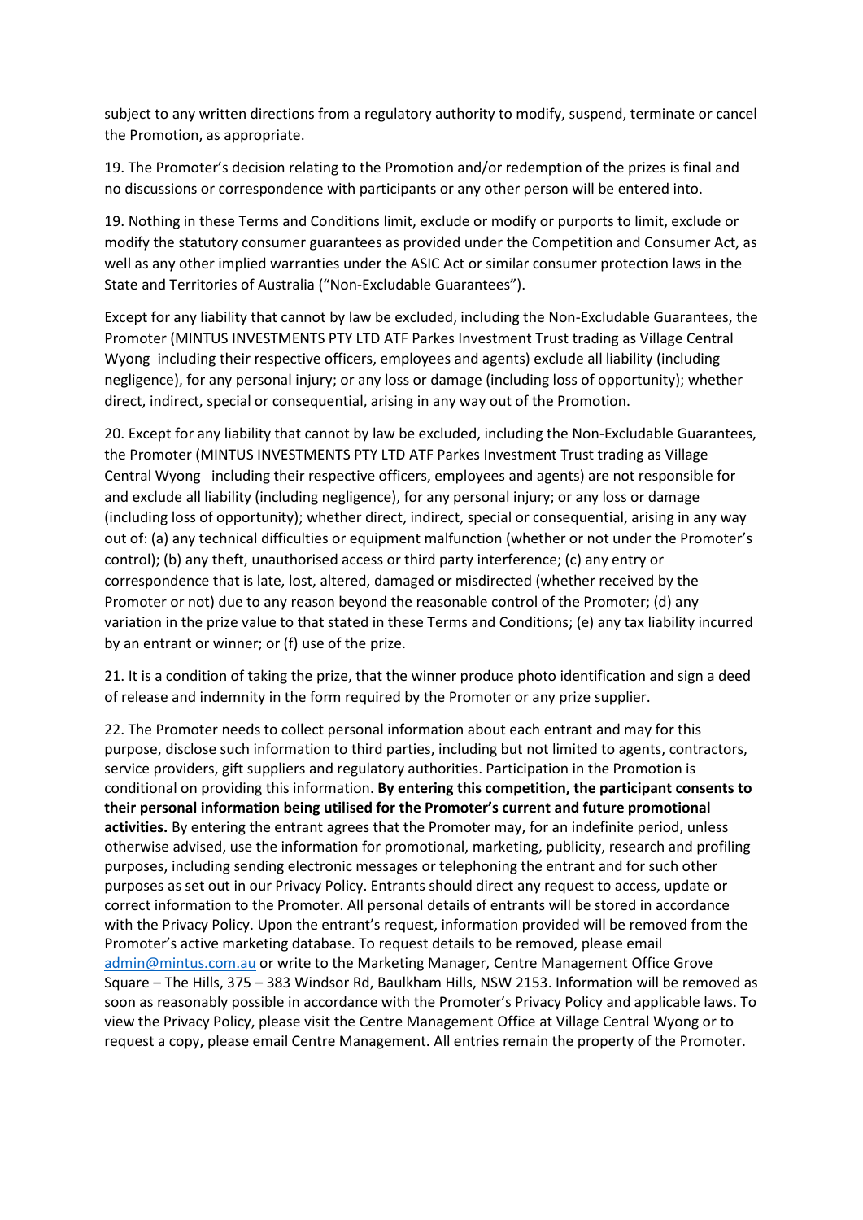subject to any written directions from a regulatory authority to modify, suspend, terminate or cancel the Promotion, as appropriate.

19. The Promoter's decision relating to the Promotion and/or redemption of the prizes is final and no discussions or correspondence with participants or any other person will be entered into.

19. Nothing in these Terms and Conditions limit, exclude or modify or purports to limit, exclude or modify the statutory consumer guarantees as provided under the Competition and Consumer Act, as well as any other implied warranties under the ASIC Act or similar consumer protection laws in the State and Territories of Australia ("Non-Excludable Guarantees").

Except for any liability that cannot by law be excluded, including the Non-Excludable Guarantees, the Promoter (MINTUS INVESTMENTS PTY LTD ATF Parkes Investment Trust trading as Village Central Wyong including their respective officers, employees and agents) exclude all liability (including negligence), for any personal injury; or any loss or damage (including loss of opportunity); whether direct, indirect, special or consequential, arising in any way out of the Promotion.

20. Except for any liability that cannot by law be excluded, including the Non-Excludable Guarantees, the Promoter (MINTUS INVESTMENTS PTY LTD ATF Parkes Investment Trust trading as Village Central Wyong including their respective officers, employees and agents) are not responsible for and exclude all liability (including negligence), for any personal injury; or any loss or damage (including loss of opportunity); whether direct, indirect, special or consequential, arising in any way out of: (a) any technical difficulties or equipment malfunction (whether or not under the Promoter's control); (b) any theft, unauthorised access or third party interference; (c) any entry or correspondence that is late, lost, altered, damaged or misdirected (whether received by the Promoter or not) due to any reason beyond the reasonable control of the Promoter; (d) any variation in the prize value to that stated in these Terms and Conditions; (e) any tax liability incurred by an entrant or winner; or (f) use of the prize.

21. It is a condition of taking the prize, that the winner produce photo identification and sign a deed of release and indemnity in the form required by the Promoter or any prize supplier.

22. The Promoter needs to collect personal information about each entrant and may for this purpose, disclose such information to third parties, including but not limited to agents, contractors, service providers, gift suppliers and regulatory authorities. Participation in the Promotion is conditional on providing this information. **By entering this competition, the participant consents to their personal information being utilised for the Promoter's current and future promotional activities.** By entering the entrant agrees that the Promoter may, for an indefinite period, unless otherwise advised, use the information for promotional, marketing, publicity, research and profiling purposes, including sending electronic messages or telephoning the entrant and for such other purposes as set out in our Privacy Policy. Entrants should direct any request to access, update or correct information to the Promoter. All personal details of entrants will be stored in accordance with the Privacy Policy. Upon the entrant's request, information provided will be removed from the Promoter's active marketing database. To request details to be removed, please email admin@mintus.com.au or write to the Marketing Manager, Centre Management Office Grove Square – The Hills, 375 – 383 Windsor Rd, Baulkham Hills, NSW 2153. Information will be removed as soon as reasonably possible in accordance with the Promoter's Privacy Policy and applicable laws. To view the Privacy Policy, please visit the Centre Management Office at Village Central Wyong or to request a copy, please email Centre Management. All entries remain the property of the Promoter.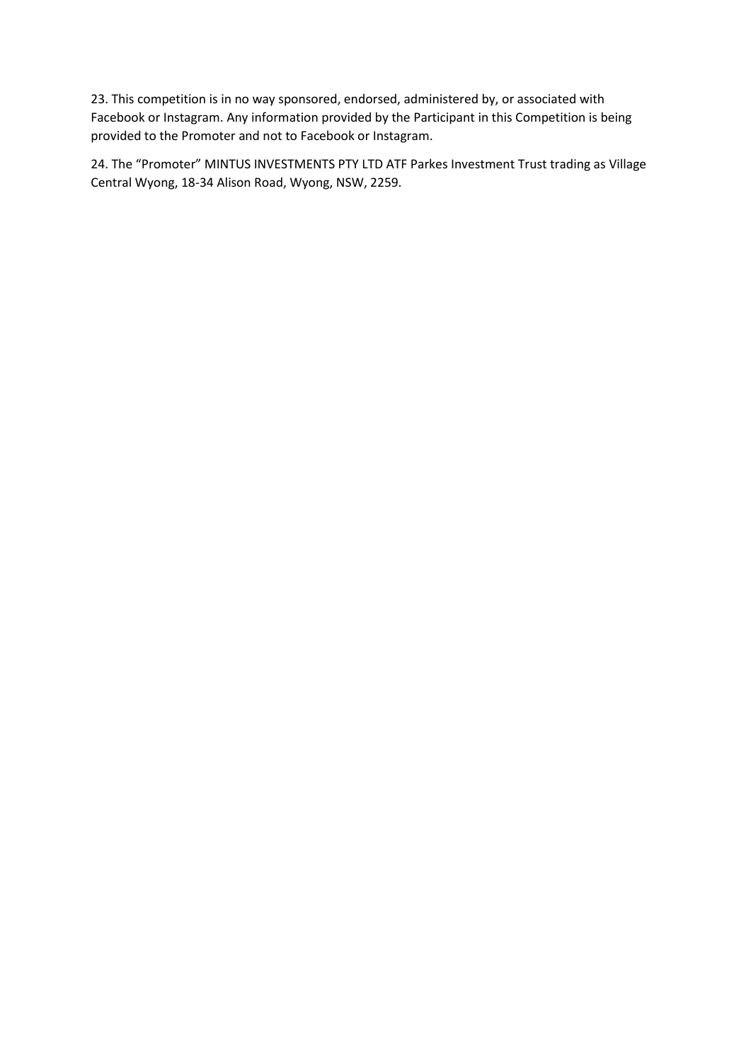23. This competition is in no way sponsored, endorsed, administered by, or associated with Facebook or Instagram. Any information provided by the Participant in this Competition is being provided to the Promoter and not to Facebook or Instagram.

24. The "Promoter" MINTUS INVESTMENTS PTY LTD ATF Parkes Investment Trust trading as Village Central Wyong, 18-34 Alison Road, Wyong, NSW, 2259.